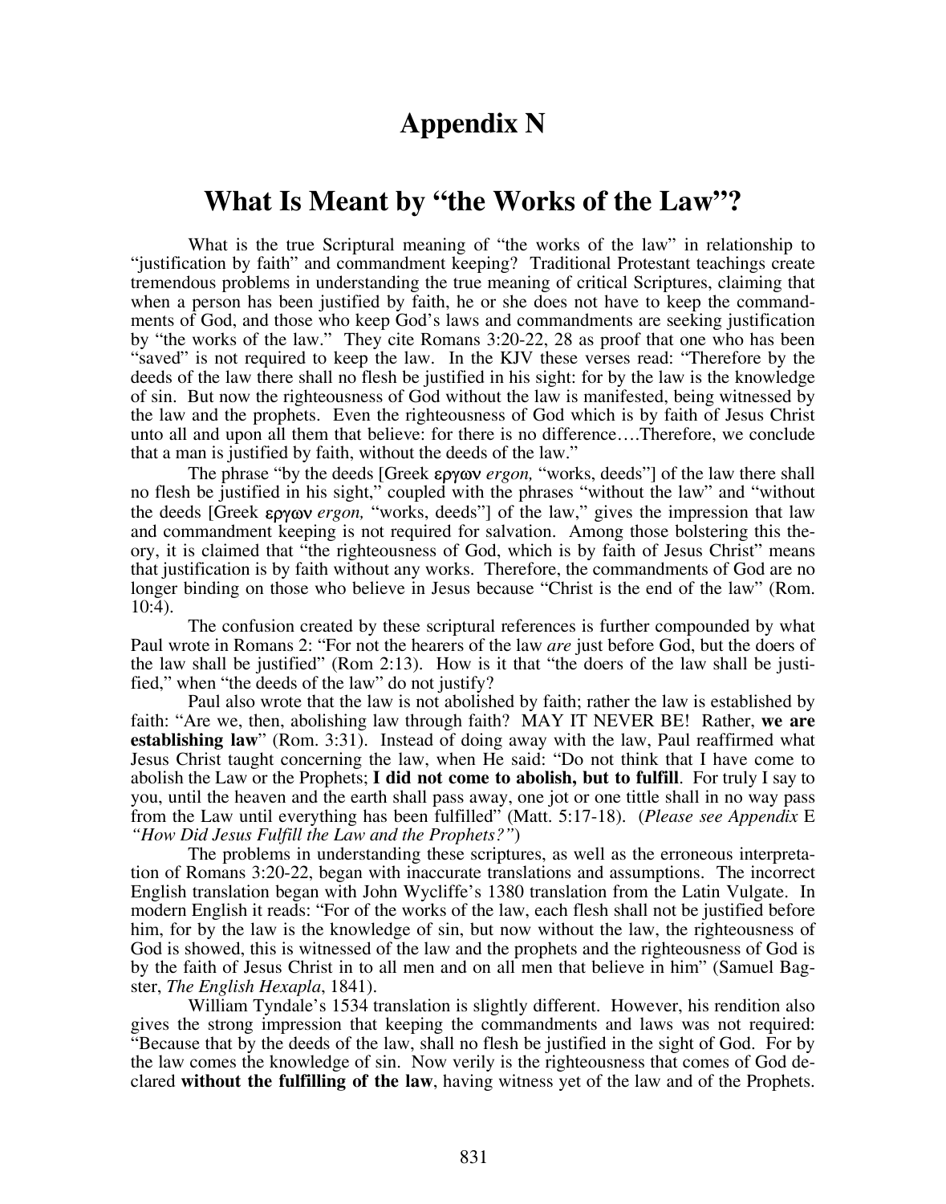# Appendix N

## What Is Meant by "the Works of the Law"?

What is the true Scriptural meaning of "the works of the law" in relationship to "justification by faith" and commandment keeping? Traditional Protestant teachings create tremendous problems in understanding the true meaning of critical Scriptures, claiming that when a person has been justified by faith, he or she does not have to keep the commandments of God, and those who keep God's laws and commandments are seeking justification by "the works of the law." They cite Romans 3:20-22, 28 as proof that one who has been "saved" is not required to keep the law. In the KJV these verses read: "Therefore by the deeds of the law there shall no flesh be justified in his sight: for by the law is the knowledge of sin. But now the righteousness of God without the law is manifested, being witnessed by the law and the prophets. Even the righteousness of God which is by faith of Jesus Christ unto all and upon all them that believe: for there is no difference….Therefore, we conclude that a man is justified by faith, without the deeds of the law."

The phrase "by the deeds [Greek εργων *ergon,* "works, deeds"] of the law there shall no flesh be justified in his sight," coupled with the phrases "without the law" and "without the deeds [Greek εργων *ergon,* "works, deeds"] of the law," gives the impression that law and commandment keeping is not required for salvation. Among those bolstering this theory, it is claimed that "the righteousness of God, which is by faith of Jesus Christ" means that justification is by faith without any works. Therefore, the commandments of God are no longer binding on those who believe in Jesus because "Christ is the end of the law" (Rom. 10:4).

The confusion created by these scriptural references is further compounded by what Paul wrote in Romans 2: "For not the hearers of the law *are* just before God, but the doers of the law shall be justified" (Rom 2:13). How is it that "the doers of the law shall be justified," when "the deeds of the law" do not justify?

Paul also wrote that the law is not abolished by faith; rather the law is established by faith: "Are we, then, abolishing law through faith? MAY IT NEVER BE! Rather, **we are establishing law**" (Rom. 3:31). Instead of doing away with the law, Paul reaffirmed what Jesus Christ taught concerning the law, when He said: "Do not think that I have come to abolish the Law or the Prophets; **I did not come to abolish, but to fulfill**. For truly I say to you, until the heaven and the earth shall pass away, one jot or one tittle shall in no way pass from the Law until everything has been fulfilled" (Matt. 5:17-18). (*Please see Appendix* E *"How Did Jesus Fulfill the Law and the Prophets?"*)

The problems in understanding these scriptures, as well as the erroneous interpretation of Romans 3:20-22, began with inaccurate translations and assumptions. The incorrect English translation began with John Wycliffe's 1380 translation from the Latin Vulgate. In modern English it reads: "For of the works of the law, each flesh shall not be justified before him, for by the law is the knowledge of sin, but now without the law, the righteousness of God is showed, this is witnessed of the law and the prophets and the righteousness of God is by the faith of Jesus Christ in to all men and on all men that believe in him" (Samuel Bagster, *The English Hexapla*, 1841).

William Tyndale's 1534 translation is slightly different. However, his rendition also gives the strong impression that keeping the commandments and laws was not required: "Because that by the deeds of the law, shall no flesh be justified in the sight of God. For by the law comes the knowledge of sin. Now verily is the righteousness that comes of God declared **without the fulfilling of the law**, having witness yet of the law and of the Prophets.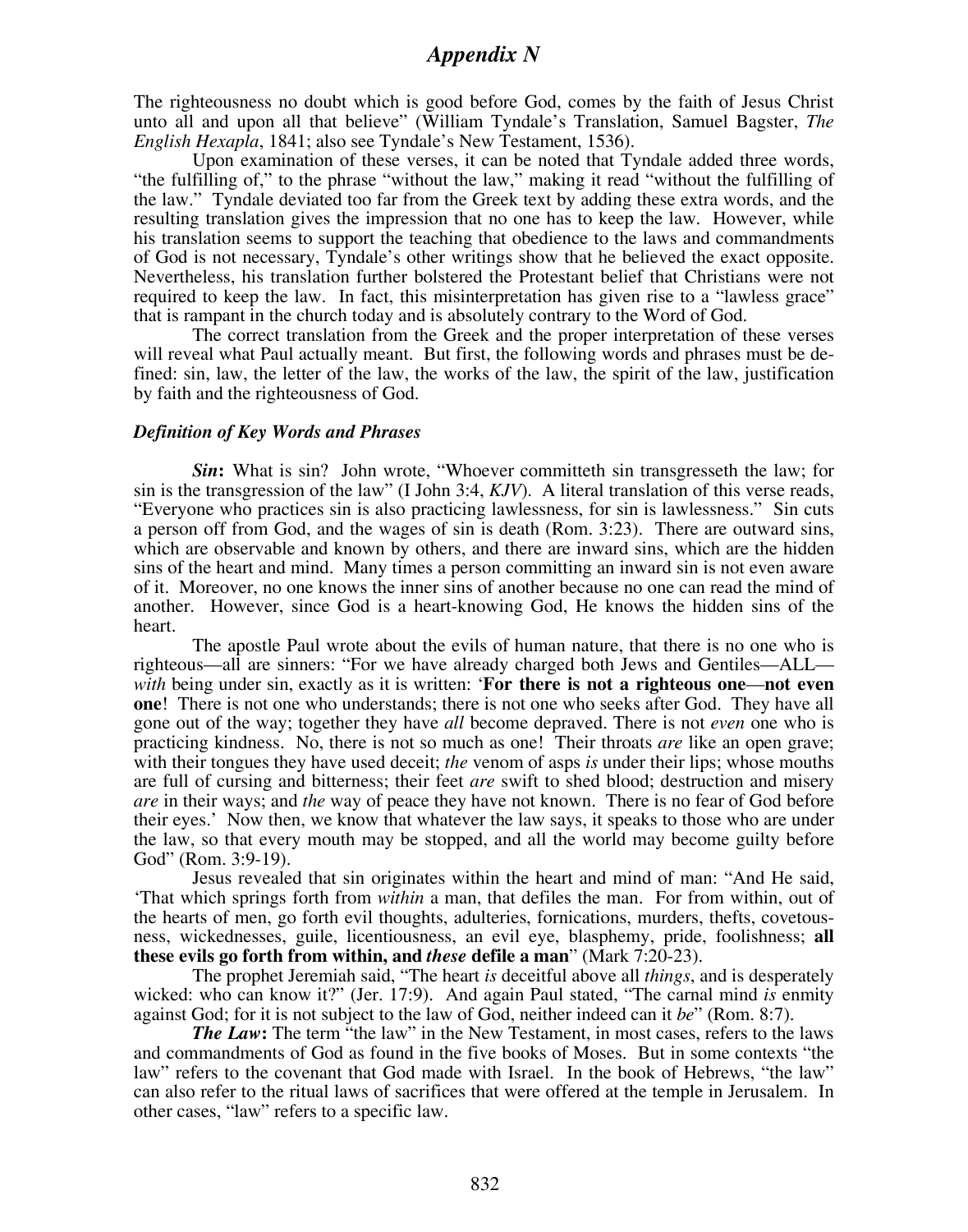The righteousness no doubt which is good before God, comes by the faith of Jesus Christ unto all and upon all that believe" (William Tyndale's Translation, Samuel Bagster, *The English Hexapla*, 1841; also see Tyndale's New Testament, 1536).

Upon examination of these verses, it can be noted that Tyndale added three words, "the fulfilling of," to the phrase "without the law," making it read "without the fulfilling of the law." Tyndale deviated too far from the Greek text by adding these extra words, and the resulting translation gives the impression that no one has to keep the law. However, while his translation seems to support the teaching that obedience to the laws and commandments of God is not necessary, Tyndale's other writings show that he believed the exact opposite. Nevertheless, his translation further bolstered the Protestant belief that Christians were not required to keep the law. In fact, this misinterpretation has given rise to a "lawless grace" that is rampant in the church today and is absolutely contrary to the Word of God.

The correct translation from the Greek and the proper interpretation of these verses will reveal what Paul actually meant. But first, the following words and phrases must be defined: sin, law, the letter of the law, the works of the law, the spirit of the law, justification by faith and the righteousness of God.

### *Definition of Key Words and Phrases*

***Sin*****:** What is sin? John wrote, "Whoever committeth sin transgresseth the law; for sin is the transgression of the law" (I John 3:4, *KJV*). A literal translation of this verse reads, "Everyone who practices sin is also practicing lawlessness, for sin is lawlessness." Sin cuts a person off from God, and the wages of sin is death (Rom. 3:23). There are outward sins, which are observable and known by others, and there are inward sins, which are the hidden sins of the heart and mind. Many times a person committing an inward sin is not even aware of it. Moreover, no one knows the inner sins of another because no one can read the mind of another. However, since God is a heart-knowing God, He knows the hidden sins of the heart.

The apostle Paul wrote about the evils of human nature, that there is no one who is righteous—all are sinners: "For we have already charged both Jews and Gentiles—ALL—*with* being under sin, exactly as it is written: '**For there is not a righteous one—not even one**! There is not one who understands; there is not one who seeks after God. They have all gone out of the way; together they have *all* become depraved. There is not *even* one who is practicing kindness. No, there is not so much as one! Their throats *are* like an open grave; with their tongues they have used deceit; *the* venom of asps *is* under their lips; whose mouths are full of cursing and bitterness; their feet *are* swift to shed blood; destruction and misery *are* in their ways; and *the* way of peace they have not known. There is no fear of God before their eyes.' Now then, we know that whatever the law says, it speaks to those who are under the law, so that every mouth may be stopped, and all the world may become guilty before God" (Rom. 3:9-19).

Jesus revealed that sin originates within the heart and mind of man: "And He said, 'That which springs forth from *within* a man, that defiles the man. For from within, out of the hearts of men, go forth evil thoughts, adulteries, fornications, murders, thefts, covetousness, wickednesses, guile, licentiousness, an evil eye, blasphemy, pride, foolishness; **all these evils go forth from within, and *these* defile a man**" (Mark 7:20-23).

The prophet Jeremiah said, "The heart *is* deceitful above all *things*, and is desperately wicked: who can know it?" (Jer. 17:9). And again Paul stated, "The carnal mind *is* enmity against God; for it is not subject to the law of God, neither indeed can it *be*" (Rom. 8:7).

***The Law*****:** The term "the law" in the New Testament, in most cases, refers to the laws and commandments of God as found in the five books of Moses. But in some contexts "the law" refers to the covenant that God made with Israel. In the book of Hebrews, "the law" can also refer to the ritual laws of sacrifices that were offered at the temple in Jerusalem. In other cases, "law" refers to a specific law.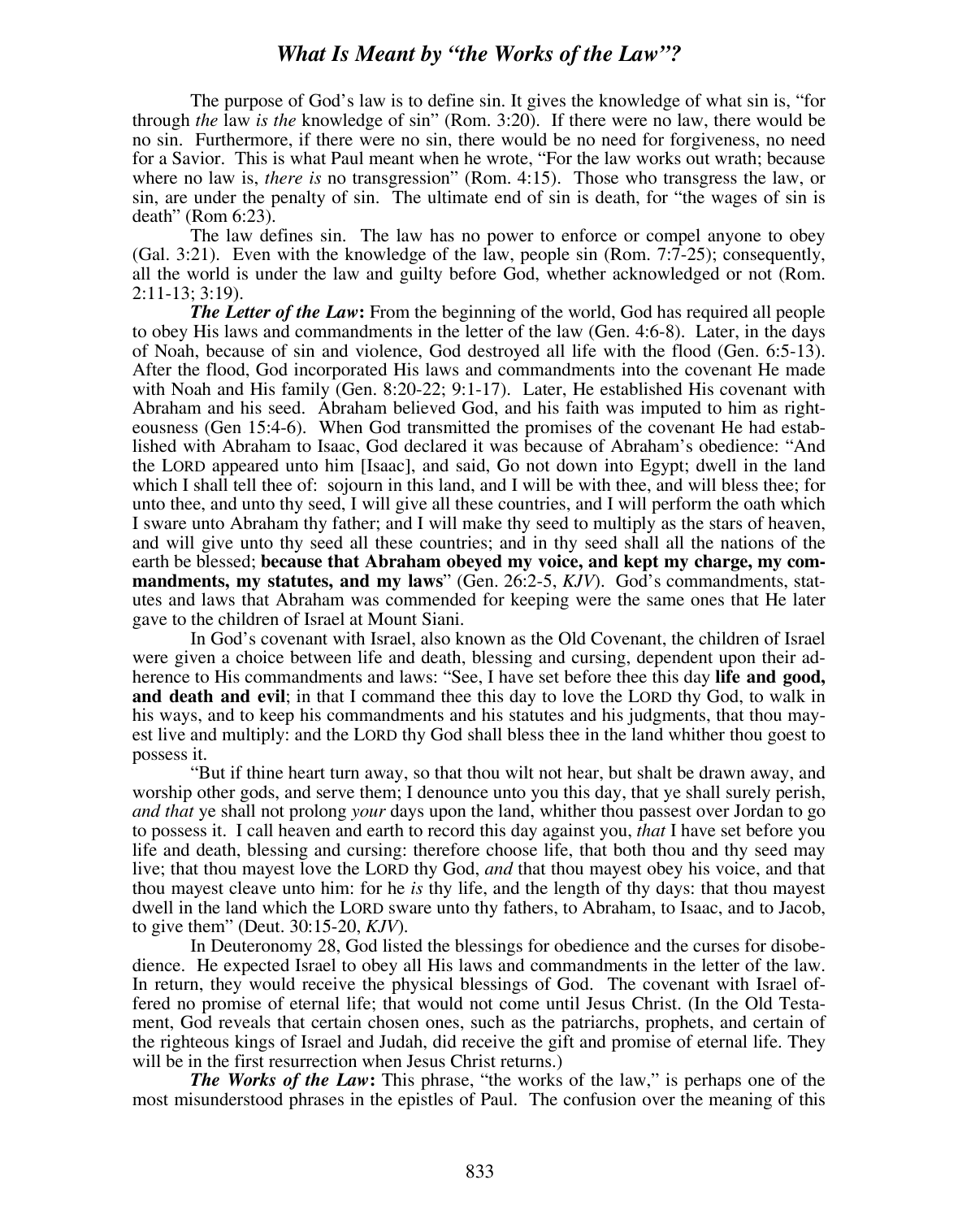# *What Is Meant by "the Works of the Law"?*

The purpose of God's law is to define sin. It gives the knowledge of what sin is, "for through *the* law *is the* knowledge of sin" (Rom. 3:20). If there were no law, there would be no sin. Furthermore, if there were no sin, there would be no need for forgiveness, no need for a Savior. This is what Paul meant when he wrote, "For the law works out wrath; because where no law is, *there is* no transgression" (Rom. 4:15). Those who transgress the law, or sin, are under the penalty of sin. The ultimate end of sin is death, for "the wages of sin is death" (Rom 6:23).

The law defines sin. The law has no power to enforce or compel anyone to obey (Gal. 3:21). Even with the knowledge of the law, people sin (Rom. 7:7-25); consequently, all the world is under the law and guilty before God, whether acknowledged or not (Rom. 2:11-13; 3:19).

***The Letter of the Law*:** From the beginning of the world, God has required all people to obey His laws and commandments in the letter of the law (Gen. 4:6-8). Later, in the days of Noah, because of sin and violence, God destroyed all life with the flood (Gen. 6:5-13). After the flood, God incorporated His laws and commandments into the covenant He made with Noah and His family (Gen. 8:20-22; 9:1-17). Later, He established His covenant with Abraham and his seed. Abraham believed God, and his faith was imputed to him as righteousness (Gen 15:4-6). When God transmitted the promises of the covenant He had established with Abraham to Isaac, God declared it was because of Abraham's obedience: "And the LORD appeared unto him [Isaac], and said, Go not down into Egypt; dwell in the land which I shall tell thee of: sojourn in this land, and I will be with thee, and will bless thee; for unto thee, and unto thy seed, I will give all these countries, and I will perform the oath which I sware unto Abraham thy father; and I will make thy seed to multiply as the stars of heaven, and will give unto thy seed all these countries; and in thy seed shall all the nations of the earth be blessed; **because that Abraham obeyed my voice, and kept my charge, my commandments, my statutes, and my laws**" (Gen. 26:2-5, *KJV*). God's commandments, statutes and laws that Abraham was commended for keeping were the same ones that He later gave to the children of Israel at Mount Siani.

In God's covenant with Israel, also known as the Old Covenant, the children of Israel were given a choice between life and death, blessing and cursing, dependent upon their adherence to His commandments and laws: "See, I have set before thee this day **life and good, and death and evil**; in that I command thee this day to love the LORD thy God, to walk in his ways, and to keep his commandments and his statutes and his judgments, that thou mayest live and multiply: and the LORD thy God shall bless thee in the land whither thou goest to possess it.

"But if thine heart turn away, so that thou wilt not hear, but shalt be drawn away, and worship other gods, and serve them; I denounce unto you this day, that ye shall surely perish, *and that* ye shall not prolong *your* days upon the land, whither thou passest over Jordan to go to possess it. I call heaven and earth to record this day against you, *that* I have set before you life and death, blessing and cursing: therefore choose life, that both thou and thy seed may live; that thou mayest love the LORD thy God, *and* that thou mayest obey his voice, and that thou mayest cleave unto him: for he *is* thy life, and the length of thy days: that thou mayest dwell in the land which the LORD sware unto thy fathers, to Abraham, to Isaac, and to Jacob, to give them" (Deut. 30:15-20, *KJV*).

In Deuteronomy 28, God listed the blessings for obedience and the curses for disobedience. He expected Israel to obey all His laws and commandments in the letter of the law. In return, they would receive the physical blessings of God. The covenant with Israel offered no promise of eternal life; that would not come until Jesus Christ. (In the Old Testament, God reveals that certain chosen ones, such as the patriarchs, prophets, and certain of the righteous kings of Israel and Judah, did receive the gift and promise of eternal life. They will be in the first resurrection when Jesus Christ returns.)

***The Works of the Law*:** This phrase, "the works of the law," is perhaps one of the most misunderstood phrases in the epistles of Paul. The confusion over the meaning of this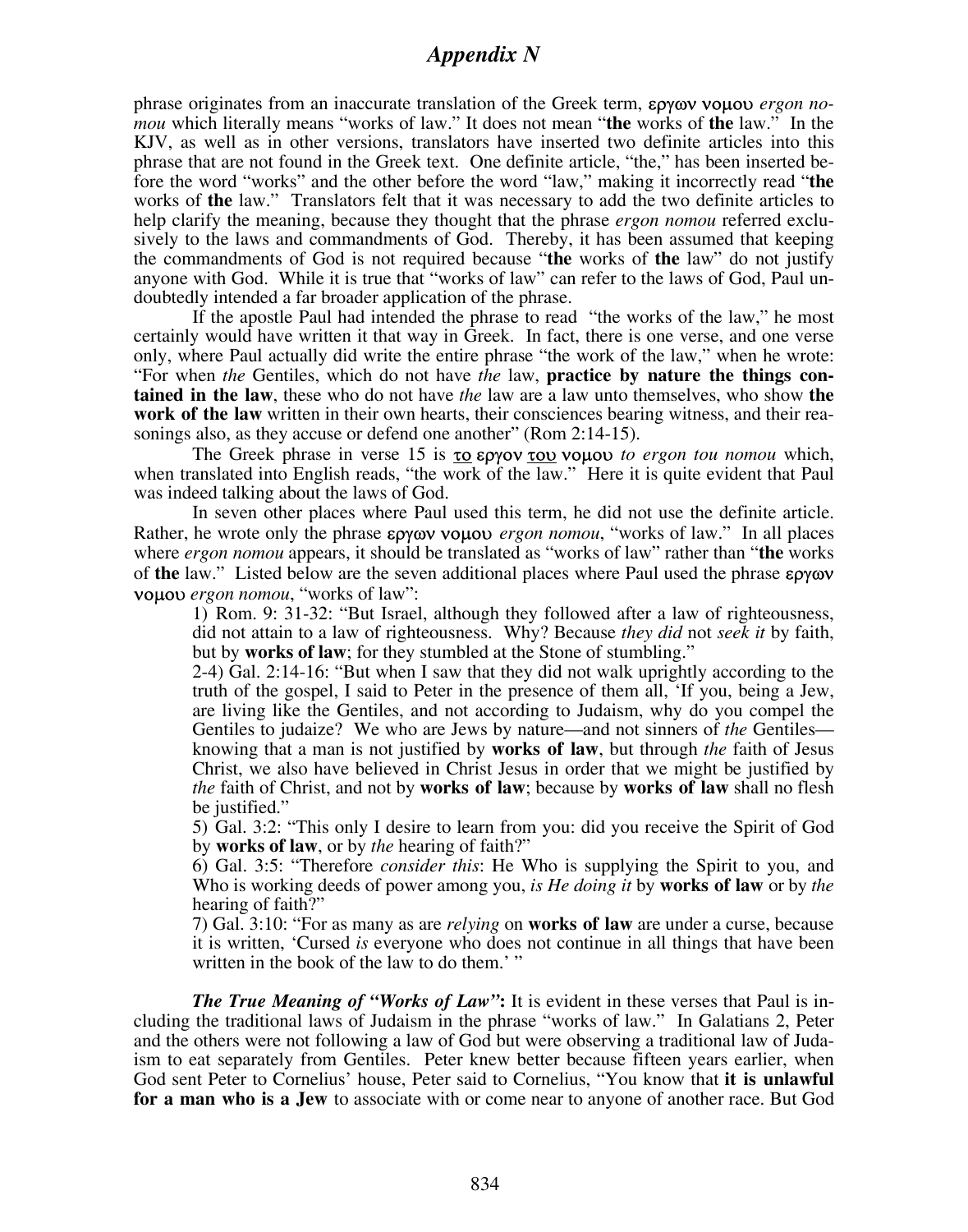phrase originates from an inaccurate translation of the Greek term, εργων νομου *ergon nomou* which literally means "works of law." It does not mean "**the** works of **the** law." In the KJV, as well as in other versions, translators have inserted two definite articles into this phrase that are not found in the Greek text. One definite article, "the," has been inserted before the word "works" and the other before the word "law," making it incorrectly read "**the** works of **the** law." Translators felt that it was necessary to add the two definite articles to help clarify the meaning, because they thought that the phrase *ergon nomou* referred exclusively to the laws and commandments of God. Thereby, it has been assumed that keeping the commandments of God is not required because "**the** works of **the** law" do not justify anyone with God. While it is true that "works of law" can refer to the laws of God, Paul undoubtedly intended a far broader application of the phrase.

If the apostle Paul had intended the phrase to read "the works of the law," he most certainly would have written it that way in Greek. In fact, there is one verse, and one verse only, where Paul actually did write the entire phrase "the work of the law," when he wrote: "For when *the* Gentiles, which do not have *the* law, **practice by nature the things contained in the law**, these who do not have *the* law are a law unto themselves, who show **the work of the law** written in their own hearts, their consciences bearing witness, and their reasonings also, as they accuse or defend one another" (Rom 2:14-15).

The Greek phrase in verse 15 is <u>το</u> εργον <u>του</u> νομου *to ergon tou nomou* which, when translated into English reads, "the work of the law." Here it is quite evident that Paul was indeed talking about the laws of God.

In seven other places where Paul used this term, he did not use the definite article. Rather, he wrote only the phrase εργων νομου *ergon nomou*, "works of law." In all places where *ergon nomou* appears, it should be translated as "works of law" rather than "**the** works of **the** law." Listed below are the seven additional places where Paul used the phrase εργων νομου *ergon nomou*, "works of law":

> 1) Rom. 9: 31-32: "But Israel, although they followed after a law of righteousness, did not attain to a law of righteousness. Why? Because *they did* not *seek it* by faith, but by **works of law**; for they stumbled at the Stone of stumbling."
>
> 2-4) Gal. 2:14-16: "But when I saw that they did not walk uprightly according to the truth of the gospel, I said to Peter in the presence of them all, 'If you, being a Jew, are living like the Gentiles, and not according to Judaism, why do you compel the Gentiles to judaize? We who are Jews by nature—and not sinners of *the* Gentiles—knowing that a man is not justified by **works of law**, but through *the* faith of Jesus Christ, we also have believed in Christ Jesus in order that we might be justified by *the* faith of Christ, and not by **works of law**; because by **works of law** shall no flesh be justified."
>
> 5) Gal. 3:2: "This only I desire to learn from you: did you receive the Spirit of God by **works of law**, or by *the* hearing of faith?"
>
> 6) Gal. 3:5: "Therefore *consider this*: He Who is supplying the Spirit to you, and Who is working deeds of power among you, *is He doing it* by **works of law** or by *the* hearing of faith?"
>
> 7) Gal. 3:10: "For as many as are *relying* on **works of law** are under a curse, because it is written, 'Cursed *is* everyone who does not continue in all things that have been written in the book of the law to do them.' "

***The True Meaning of "Works of Law"*:** It is evident in these verses that Paul is including the traditional laws of Judaism in the phrase "works of law." In Galatians 2, Peter and the others were not following a law of God but were observing a traditional law of Judaism to eat separately from Gentiles. Peter knew better because fifteen years earlier, when God sent Peter to Cornelius' house, Peter said to Cornelius, "You know that **it is unlawful for a man who is a Jew** to associate with or come near to anyone of another race. But God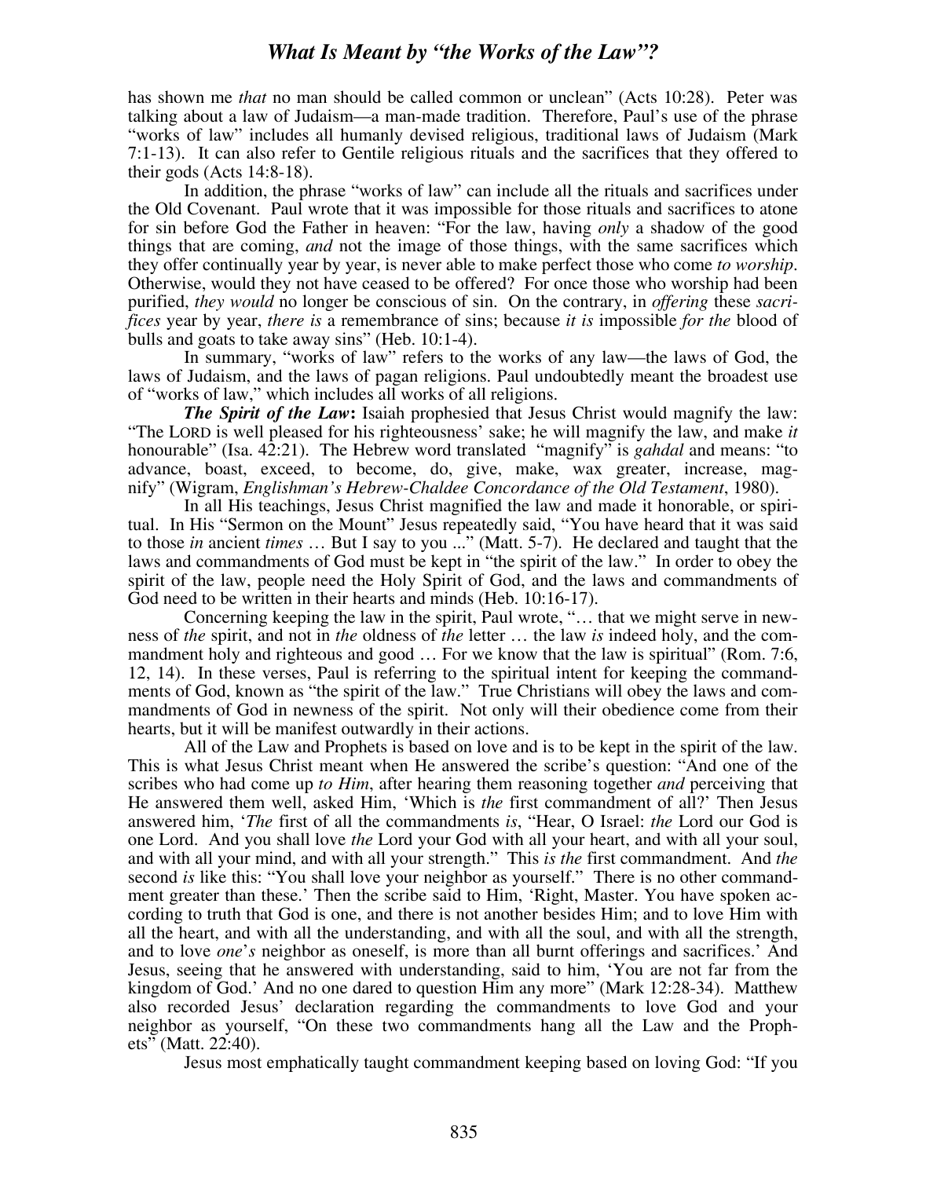has shown me *that* no man should be called common or unclean" (Acts 10:28). Peter was talking about a law of Judaism—a man-made tradition. Therefore, Paul's use of the phrase "works of law" includes all humanly devised religious, traditional laws of Judaism (Mark 7:1-13). It can also refer to Gentile religious rituals and the sacrifices that they offered to their gods (Acts 14:8-18).

In addition, the phrase "works of law" can include all the rituals and sacrifices under the Old Covenant. Paul wrote that it was impossible for those rituals and sacrifices to atone for sin before God the Father in heaven: "For the law, having *only* a shadow of the good things that are coming, *and* not the image of those things, with the same sacrifices which they offer continually year by year, is never able to make perfect those who come *to worship*. Otherwise, would they not have ceased to be offered? For once those who worship had been purified, *they would* no longer be conscious of sin. On the contrary, in *offering* these *sacrifices* year by year, *there is* a remembrance of sins; because *it is* impossible *for the* blood of bulls and goats to take away sins" (Heb. 10:1-4).

In summary, "works of law" refers to the works of any law—the laws of God, the laws of Judaism, and the laws of pagan religions. Paul undoubtedly meant the broadest use of "works of law," which includes all works of all religions.

***The Spirit of the Law*:** Isaiah prophesied that Jesus Christ would magnify the law: "The LORD is well pleased for his righteousness' sake; he will magnify the law, and make *it* honourable" (Isa. 42:21). The Hebrew word translated "magnify" is *gahdal* and means: "to advance, boast, exceed, to become, do, give, make, wax greater, increase, magnify" (Wigram, *Englishman's Hebrew-Chaldee Concordance of the Old Testament*, 1980).

In all His teachings, Jesus Christ magnified the law and made it honorable, or spiritual. In His "Sermon on the Mount" Jesus repeatedly said, "You have heard that it was said to those *in* ancient *times* … But I say to you ..." (Matt. 5-7). He declared and taught that the laws and commandments of God must be kept in "the spirit of the law." In order to obey the spirit of the law, people need the Holy Spirit of God, and the laws and commandments of God need to be written in their hearts and minds (Heb. 10:16-17).

Concerning keeping the law in the spirit, Paul wrote, "… that we might serve in newness of *the* spirit, and not in *the* oldness of *the* letter … the law *is* indeed holy, and the commandment holy and righteous and good … For we know that the law is spiritual" (Rom. 7:6, 12, 14). In these verses, Paul is referring to the spiritual intent for keeping the commandments of God, known as "the spirit of the law." True Christians will obey the laws and commandments of God in newness of the spirit. Not only will their obedience come from their hearts, but it will be manifest outwardly in their actions.

All of the Law and Prophets is based on love and is to be kept in the spirit of the law. This is what Jesus Christ meant when He answered the scribe's question: "And one of the scribes who had come up *to Him*, after hearing them reasoning together *and* perceiving that He answered them well, asked Him, 'Which is *the* first commandment of all?' Then Jesus answered him, '*The* first of all the commandments *is*, "Hear, O Israel: *the* Lord our God is one Lord. And you shall love *the* Lord your God with all your heart, and with all your soul, and with all your mind, and with all your strength." This *is the* first commandment. And *the* second *is* like this: "You shall love your neighbor as yourself." There is no other commandment greater than these.' Then the scribe said to Him, 'Right, Master. You have spoken according to truth that God is one, and there is not another besides Him; and to love Him with all the heart, and with all the understanding, and with all the soul, and with all the strength, and to love *one's* neighbor as oneself, is more than all burnt offerings and sacrifices.' And Jesus, seeing that he answered with understanding, said to him, 'You are not far from the kingdom of God.' And no one dared to question Him any more" (Mark 12:28-34). Matthew also recorded Jesus' declaration regarding the commandments to love God and your neighbor as yourself, "On these two commandments hang all the Law and the Prophets" (Matt. 22:40).

Jesus most emphatically taught commandment keeping based on loving God: "If you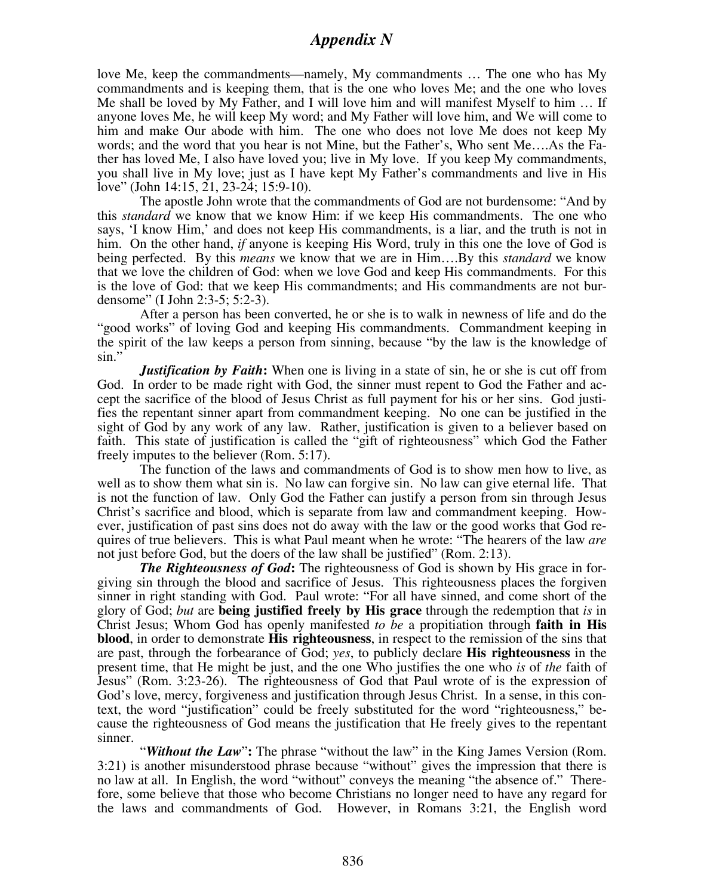love Me, keep the commandments—namely, My commandments … The one who has My commandments and is keeping them, that is the one who loves Me; and the one who loves Me shall be loved by My Father, and I will love him and will manifest Myself to him … If anyone loves Me, he will keep My word; and My Father will love him, and We will come to him and make Our abode with him. The one who does not love Me does not keep My words; and the word that you hear is not Mine, but the Father's, Who sent Me….As the Father has loved Me, I also have loved you; live in My love. If you keep My commandments, you shall live in My love; just as I have kept My Father's commandments and live in His love" (John 14:15, 21, 23-24; 15:9-10).

The apostle John wrote that the commandments of God are not burdensome: "And by this *standard* we know that we know Him: if we keep His commandments. The one who says, 'I know Him,' and does not keep His commandments, is a liar, and the truth is not in him. On the other hand, *if* anyone is keeping His Word, truly in this one the love of God is being perfected. By this *means* we know that we are in Him….By this *standard* we know that we love the children of God: when we love God and keep His commandments. For this is the love of God: that we keep His commandments; and His commandments are not burdensome" (I John 2:3-5; 5:2-3).

After a person has been converted, he or she is to walk in newness of life and do the "good works" of loving God and keeping His commandments. Commandment keeping in the spirit of the law keeps a person from sinning, because "by the law is the knowledge of sin."

***Justification by Faith*:** When one is living in a state of sin, he or she is cut off from God. In order to be made right with God, the sinner must repent to God the Father and accept the sacrifice of the blood of Jesus Christ as full payment for his or her sins. God justifies the repentant sinner apart from commandment keeping. No one can be justified in the sight of God by any work of any law. Rather, justification is given to a believer based on faith. This state of justification is called the "gift of righteousness" which God the Father freely imputes to the believer (Rom. 5:17).

The function of the laws and commandments of God is to show men how to live, as well as to show them what sin is. No law can forgive sin. No law can give eternal life. That is not the function of law. Only God the Father can justify a person from sin through Jesus Christ's sacrifice and blood, which is separate from law and commandment keeping. However, justification of past sins does not do away with the law or the good works that God requires of true believers. This is what Paul meant when he wrote: "The hearers of the law *are* not just before God, but the doers of the law shall be justified" (Rom. 2:13).

***The Righteousness of God*:** The righteousness of God is shown by His grace in forgiving sin through the blood and sacrifice of Jesus. This righteousness places the forgiven sinner in right standing with God. Paul wrote: "For all have sinned, and come short of the glory of God; *but* are **being justified freely by His grace** through the redemption that *is* in Christ Jesus; Whom God has openly manifested *to be* a propitiation through **faith in His blood**, in order to demonstrate **His righteousness**, in respect to the remission of the sins that are past, through the forbearance of God; *yes*, to publicly declare **His righteousness** in the present time, that He might be just, and the one Who justifies the one who *is* of *the* faith of Jesus" (Rom. 3:23-26). The righteousness of God that Paul wrote of is the expression of God's love, mercy, forgiveness and justification through Jesus Christ. In a sense, in this context, the word "justification" could be freely substituted for the word "righteousness," because the righteousness of God means the justification that He freely gives to the repentant sinner.

"***Without the Law*"**:** The phrase "without the law" in the King James Version (Rom. 3:21) is another misunderstood phrase because "without" gives the impression that there is no law at all. In English, the word "without" conveys the meaning "the absence of." Therefore, some believe that those who become Christians no longer need to have any regard for the laws and commandments of God. However, in Romans 3:21, the English word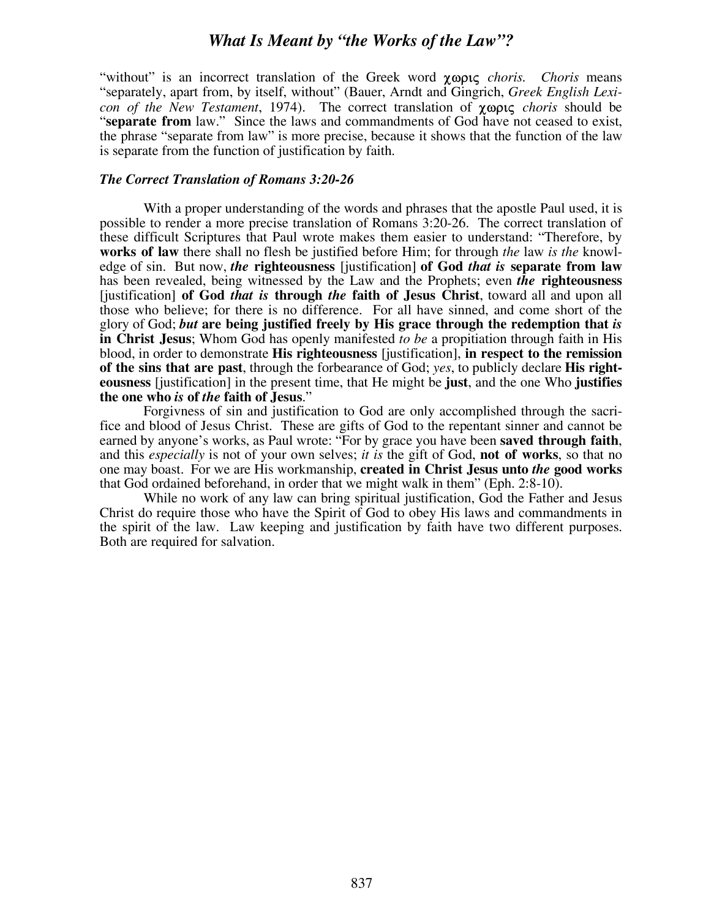"without" is an incorrect translation of the Greek word χωρις *choris*. *Choris* means "separately, apart from, by itself, without" (Bauer, Arndt and Gingrich, *Greek English Lexicon of the New Testament*, 1974). The correct translation of χωρις *choris* should be "**separate from** law." Since the laws and commandments of God have not ceased to exist, the phrase "separate from law" is more precise, because it shows that the function of the law is separate from the function of justification by faith.

### *The Correct Translation of Romans 3:20-26*

With a proper understanding of the words and phrases that the apostle Paul used, it is possible to render a more precise translation of Romans 3:20-26. The correct translation of these difficult Scriptures that Paul wrote makes them easier to understand: "Therefore, by **works of law** there shall no flesh be justified before Him; for through *the* law *is the* knowledge of sin. But now, ***the*** **righteousness** [justification] **of God** ***that is*** **separate from law** has been revealed, being witnessed by the Law and the Prophets; even ***the*** **righteousness** [justification] **of God** ***that is*** **through** ***the*** **faith of Jesus Christ**, toward all and upon all those who believe; for there is no difference. For all have sinned, and come short of the glory of God; ***but*** **are being justified freely by His grace through the redemption that** ***is*** **in Christ Jesus**; Whom God has openly manifested *to be* a propitiation through faith in His blood, in order to demonstrate **His righteousness** [justification], **in respect to the remission of the sins that are past**, through the forbearance of God; *yes*, to publicly declare **His righteousness** [justification] in the present time, that He might be **just**, and the one Who **justifies the one who** ***is*** **of** ***the*** **faith of Jesus**."

Forgivness of sin and justification to God are only accomplished through the sacrifice and blood of Jesus Christ. These are gifts of God to the repentant sinner and cannot be earned by anyone's works, as Paul wrote: "For by grace you have been **saved through faith**, and this *especially* is not of your own selves; *it is* the gift of God, **not of works**, so that no one may boast. For we are His workmanship, **created in Christ Jesus unto** ***the*** **good works** that God ordained beforehand, in order that we might walk in them" (Eph. 2:8-10).

While no work of any law can bring spiritual justification, God the Father and Jesus Christ do require those who have the Spirit of God to obey His laws and commandments in the spirit of the law. Law keeping and justification by faith have two different purposes. Both are required for salvation.